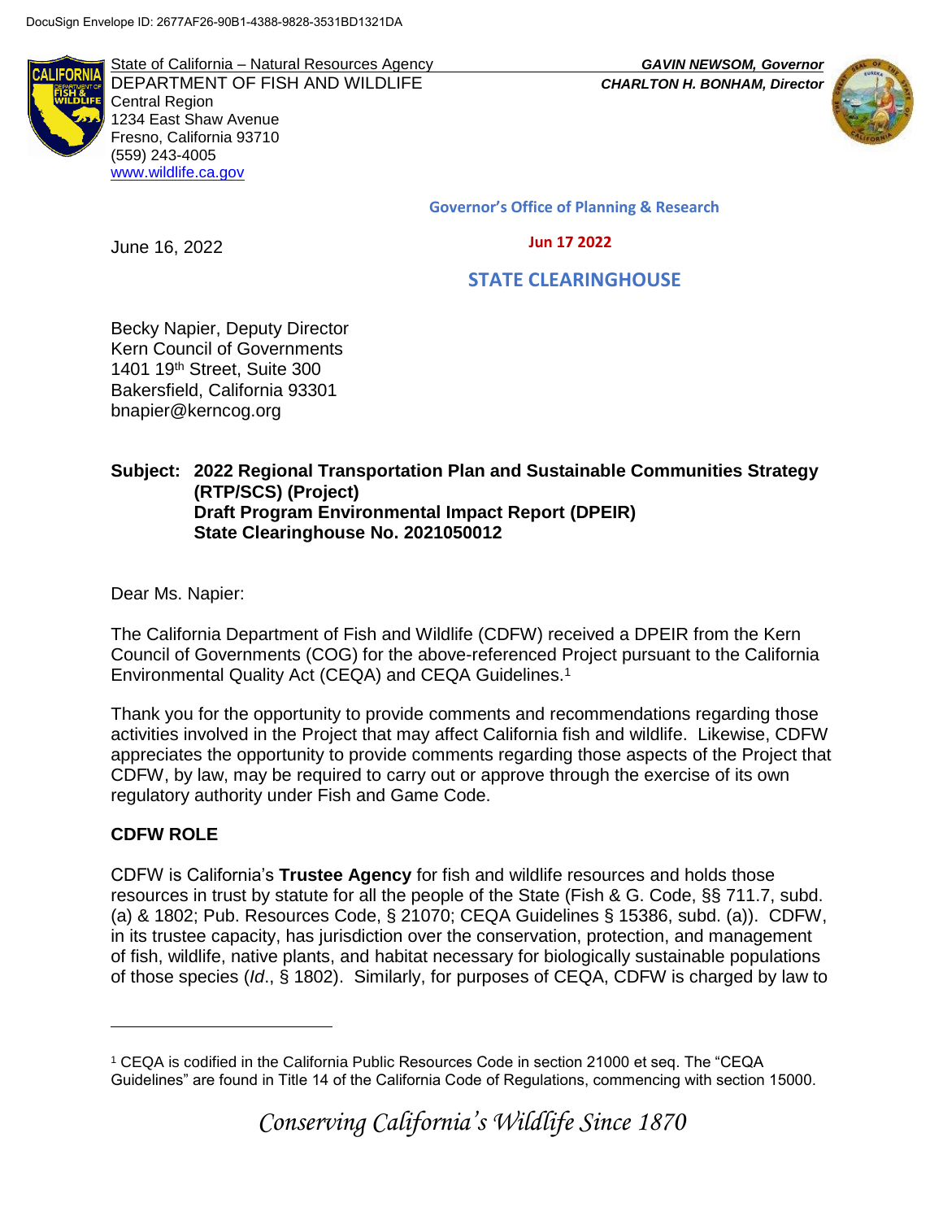DocuSign Envelope ID: 2677AF26-90B1-4388-9828-3531BD1321DA

State of California – Natural Resources Agency
DEPARTMENT OF FISH AND WILDLIFE
Central Region
1234 East Shaw Avenue
Fresno, California 93710
(559) 243-4005
www.wildlife.ca.gov

***GAVIN NEWSOM, Governor***
***CHARLTON H. BONHAM, Director***

**Governor's Office of Planning & Research**

**Jun 17 2022**

**STATE CLEARINGHOUSE**

June 16, 2022

Becky Napier, Deputy Director
Kern Council of Governments
1401 19th Street, Suite 300
Bakersfield, California 93301
bnapier@kerncog.org

**Subject: 2022 Regional Transportation Plan and Sustainable Communities Strategy (RTP/SCS) (Project)**
**Draft Program Environmental Impact Report (DPEIR)**
**State Clearinghouse No. 2021050012**

Dear Ms. Napier:

The California Department of Fish and Wildlife (CDFW) received a DPEIR from the Kern Council of Governments (COG) for the above-referenced Project pursuant to the California Environmental Quality Act (CEQA) and CEQA Guidelines.[1]

Thank you for the opportunity to provide comments and recommendations regarding those activities involved in the Project that may affect California fish and wildlife. Likewise, CDFW appreciates the opportunity to provide comments regarding those aspects of the Project that CDFW, by law, may be required to carry out or approve through the exercise of its own regulatory authority under Fish and Game Code.

## CDFW ROLE

CDFW is California's **Trustee Agency** for fish and wildlife resources and holds those resources in trust by statute for all the people of the State (Fish & G. Code, §§ 711.7, subd. (a) & 1802; Pub. Resources Code, § 21070; CEQA Guidelines § 15386, subd. (a)). CDFW, in its trustee capacity, has jurisdiction over the conservation, protection, and management of fish, wildlife, native plants, and habitat necessary for biologically sustainable populations of those species (*Id*., § 1802). Similarly, for purposes of CEQA, CDFW is charged by law to

[1] CEQA is codified in the California Public Resources Code in section 21000 et seq. The "CEQA Guidelines" are found in Title 14 of the California Code of Regulations, commencing with section 15000.

*Conserving California's Wildlife Since 1870*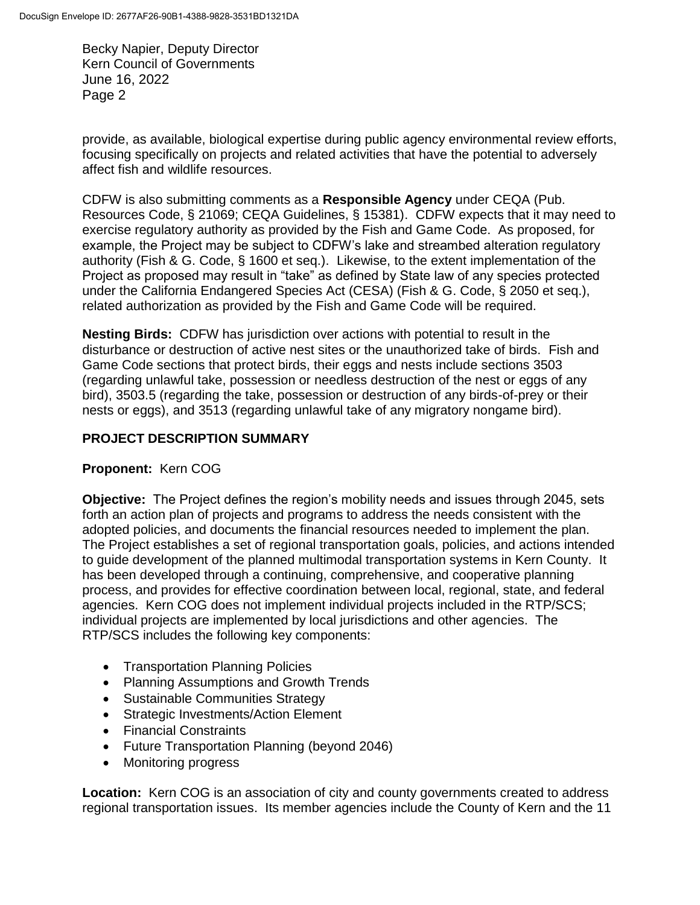provide, as available, biological expertise during public agency environmental review efforts, focusing specifically on projects and related activities that have the potential to adversely affect fish and wildlife resources.

CDFW is also submitting comments as a **Responsible Agency** under CEQA (Pub. Resources Code, § 21069; CEQA Guidelines, § 15381). CDFW expects that it may need to exercise regulatory authority as provided by the Fish and Game Code. As proposed, for example, the Project may be subject to CDFW's lake and streambed alteration regulatory authority (Fish & G. Code, § 1600 et seq.). Likewise, to the extent implementation of the Project as proposed may result in "take" as defined by State law of any species protected under the California Endangered Species Act (CESA) (Fish & G. Code, § 2050 et seq.), related authorization as provided by the Fish and Game Code will be required.

**Nesting Birds:** CDFW has jurisdiction over actions with potential to result in the disturbance or destruction of active nest sites or the unauthorized take of birds. Fish and Game Code sections that protect birds, their eggs and nests include sections 3503 (regarding unlawful take, possession or needless destruction of the nest or eggs of any bird), 3503.5 (regarding the take, possession or destruction of any birds-of-prey or their nests or eggs), and 3513 (regarding unlawful take of any migratory nongame bird).

## PROJECT DESCRIPTION SUMMARY

**Proponent:** Kern COG

**Objective:** The Project defines the region's mobility needs and issues through 2045, sets forth an action plan of projects and programs to address the needs consistent with the adopted policies, and documents the financial resources needed to implement the plan. The Project establishes a set of regional transportation goals, policies, and actions intended to guide development of the planned multimodal transportation systems in Kern County. It has been developed through a continuing, comprehensive, and cooperative planning process, and provides for effective coordination between local, regional, state, and federal agencies. Kern COG does not implement individual projects included in the RTP/SCS; individual projects are implemented by local jurisdictions and other agencies. The RTP/SCS includes the following key components:

- Transportation Planning Policies
- Planning Assumptions and Growth Trends
- Sustainable Communities Strategy
- Strategic Investments/Action Element
- Financial Constraints
- Future Transportation Planning (beyond 2046)
- Monitoring progress

**Location:** Kern COG is an association of city and county governments created to address regional transportation issues. Its member agencies include the County of Kern and the 11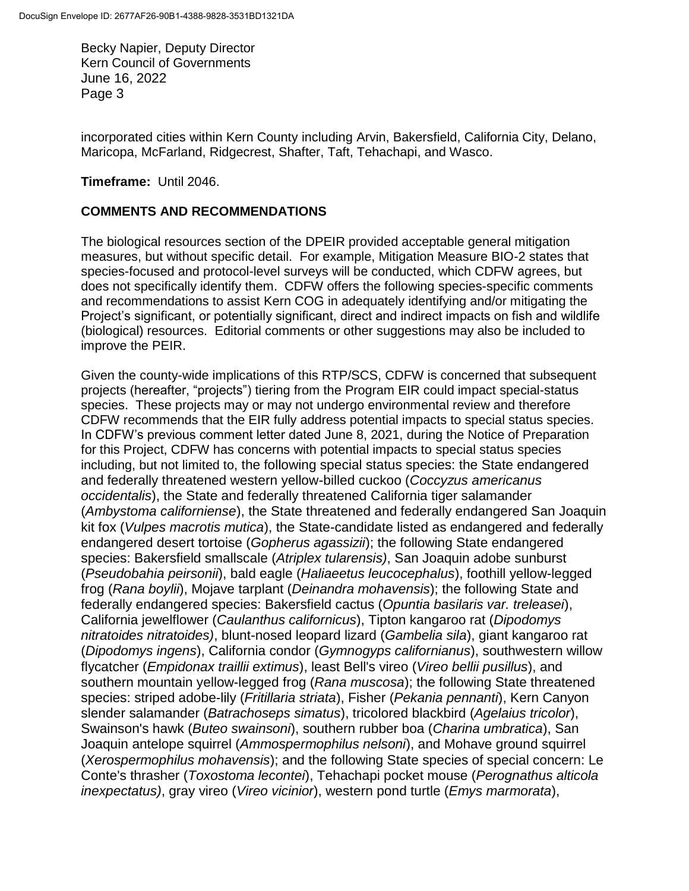incorporated cities within Kern County including Arvin, Bakersfield, California City, Delano, Maricopa, McFarland, Ridgecrest, Shafter, Taft, Tehachapi, and Wasco.

**Timeframe:** Until 2046.

## COMMENTS AND RECOMMENDATIONS

The biological resources section of the DPEIR provided acceptable general mitigation measures, but without specific detail. For example, Mitigation Measure BIO-2 states that species-focused and protocol-level surveys will be conducted, which CDFW agrees, but does not specifically identify them. CDFW offers the following species-specific comments and recommendations to assist Kern COG in adequately identifying and/or mitigating the Project's significant, or potentially significant, direct and indirect impacts on fish and wildlife (biological) resources. Editorial comments or other suggestions may also be included to improve the PEIR.

Given the county-wide implications of this RTP/SCS, CDFW is concerned that subsequent projects (hereafter, "projects") tiering from the Program EIR could impact special-status species. These projects may or may not undergo environmental review and therefore CDFW recommends that the EIR fully address potential impacts to special status species. In CDFW's previous comment letter dated June 8, 2021, during the Notice of Preparation for this Project, CDFW has concerns with potential impacts to special status species including, but not limited to, the following special status species: the State endangered and federally threatened western yellow-billed cuckoo (*Coccyzus americanus occidentalis*), the State and federally threatened California tiger salamander (*Ambystoma californiense*), the State threatened and federally endangered San Joaquin kit fox (*Vulpes macrotis mutica*), the State-candidate listed as endangered and federally endangered desert tortoise (*Gopherus agassizii*); the following State endangered species: Bakersfield smallscale (*Atriplex tularensis)*, San Joaquin adobe sunburst (*Pseudobahia peirsonii*), bald eagle (*Haliaeetus leucocephalus*), foothill yellow-legged frog (*Rana boylii*), Mojave tarplant (*Deinandra mohavensis*); the following State and federally endangered species: Bakersfield cactus (*Opuntia basilaris var. treleasei*), California jewelflower (*Caulanthus californicus*), Tipton kangaroo rat (*Dipodomys nitratoides nitratoides)*, blunt-nosed leopard lizard (*Gambelia sila*), giant kangaroo rat (*Dipodomys ingens*), California condor (*Gymnogyps californianus*), southwestern willow flycatcher (*Empidonax traillii extimus*), least Bell's vireo (*Vireo bellii pusillus*), and southern mountain yellow-legged frog (*Rana muscosa*); the following State threatened species: striped adobe-lily (*Fritillaria striata*), Fisher (*Pekania pennanti*), Kern Canyon slender salamander (*Batrachoseps simatus*), tricolored blackbird (*Agelaius tricolor*), Swainson's hawk (*Buteo swainsoni*), southern rubber boa (*Charina umbratica*), San Joaquin antelope squirrel (*Ammospermophilus nelsoni*), and Mohave ground squirrel (*Xerospermophilus mohavensis*); and the following State species of special concern: Le Conte's thrasher (*Toxostoma lecontei*), Tehachapi pocket mouse (*Perognathus alticola inexpectatus)*, gray vireo (*Vireo vicinior*), western pond turtle (*Emys marmorata*),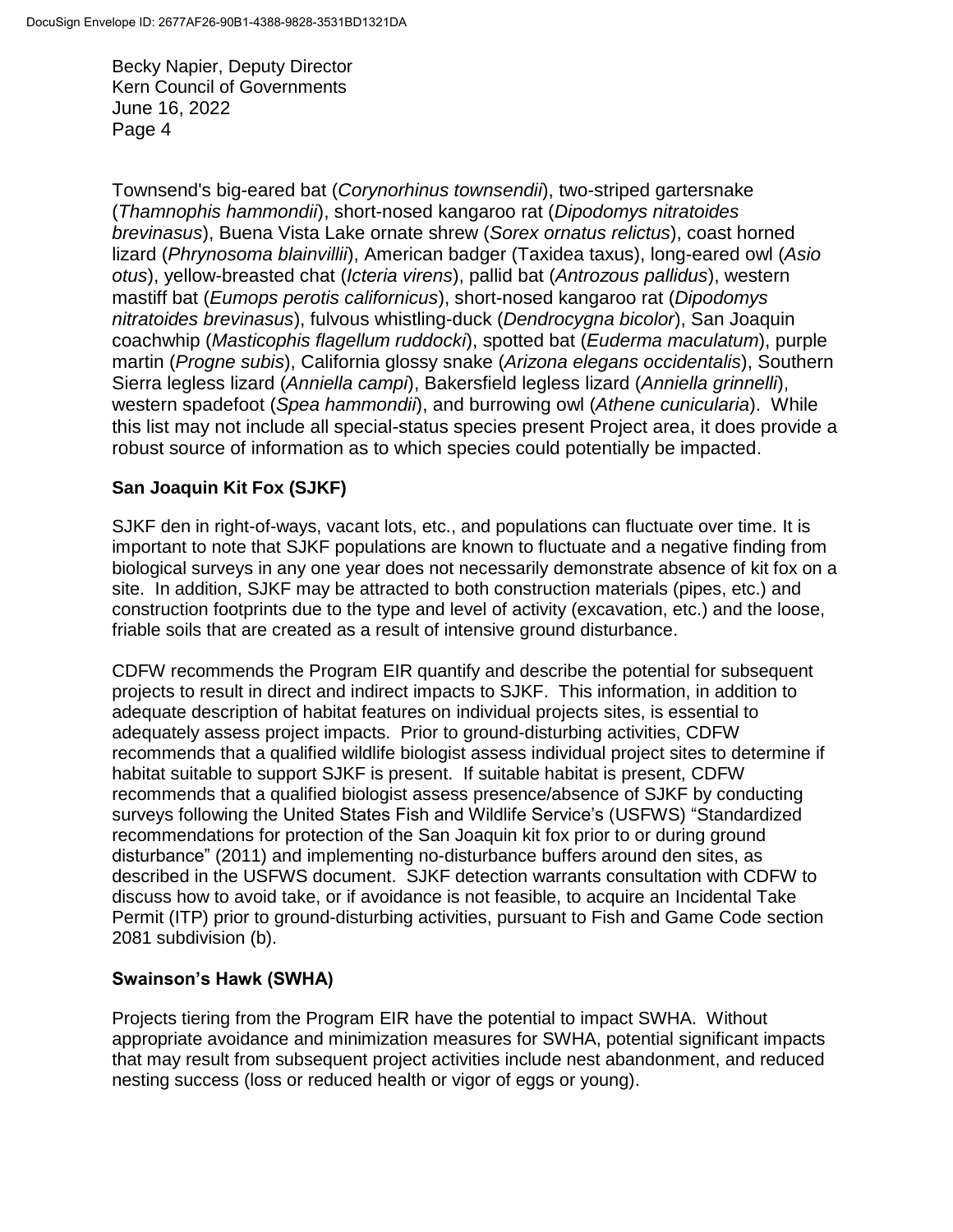Townsend's big-eared bat (*Corynorhinus townsendii*), two-striped gartersnake (*Thamnophis hammondii*), short-nosed kangaroo rat (*Dipodomys nitratoides brevinasus*), Buena Vista Lake ornate shrew (*Sorex ornatus relictus*), coast horned lizard (*Phrynosoma blainvillii*), American badger (Taxidea taxus), long-eared owl (*Asio otus*), yellow-breasted chat (*Icteria virens*), pallid bat (*Antrozous pallidus*), western mastiff bat (*Eumops perotis californicus*), short-nosed kangaroo rat (*Dipodomys nitratoides brevinasus*), fulvous whistling-duck (*Dendrocygna bicolor*), San Joaquin coachwhip (*Masticophis flagellum ruddocki*), spotted bat (*Euderma maculatum*), purple martin (*Progne subis*), California glossy snake (*Arizona elegans occidentalis*), Southern Sierra legless lizard (*Anniella campi*), Bakersfield legless lizard (*Anniella grinnelli*), western spadefoot (*Spea hammondii*), and burrowing owl (*Athene cunicularia*). While this list may not include all special-status species present Project area, it does provide a robust source of information as to which species could potentially be impacted.

**San Joaquin Kit Fox (SJKF)**

SJKF den in right-of-ways, vacant lots, etc., and populations can fluctuate over time. It is important to note that SJKF populations are known to fluctuate and a negative finding from biological surveys in any one year does not necessarily demonstrate absence of kit fox on a site. In addition, SJKF may be attracted to both construction materials (pipes, etc.) and construction footprints due to the type and level of activity (excavation, etc.) and the loose, friable soils that are created as a result of intensive ground disturbance.

CDFW recommends the Program EIR quantify and describe the potential for subsequent projects to result in direct and indirect impacts to SJKF. This information, in addition to adequate description of habitat features on individual projects sites, is essential to adequately assess project impacts. Prior to ground-disturbing activities, CDFW recommends that a qualified wildlife biologist assess individual project sites to determine if habitat suitable to support SJKF is present. If suitable habitat is present, CDFW recommends that a qualified biologist assess presence/absence of SJKF by conducting surveys following the United States Fish and Wildlife Service's (USFWS) "Standardized recommendations for protection of the San Joaquin kit fox prior to or during ground disturbance" (2011) and implementing no-disturbance buffers around den sites, as described in the USFWS document. SJKF detection warrants consultation with CDFW to discuss how to avoid take, or if avoidance is not feasible, to acquire an Incidental Take Permit (ITP) prior to ground-disturbing activities, pursuant to Fish and Game Code section 2081 subdivision (b).

**Swainson's Hawk (SWHA)**

Projects tiering from the Program EIR have the potential to impact SWHA. Without appropriate avoidance and minimization measures for SWHA, potential significant impacts that may result from subsequent project activities include nest abandonment, and reduced nesting success (loss or reduced health or vigor of eggs or young).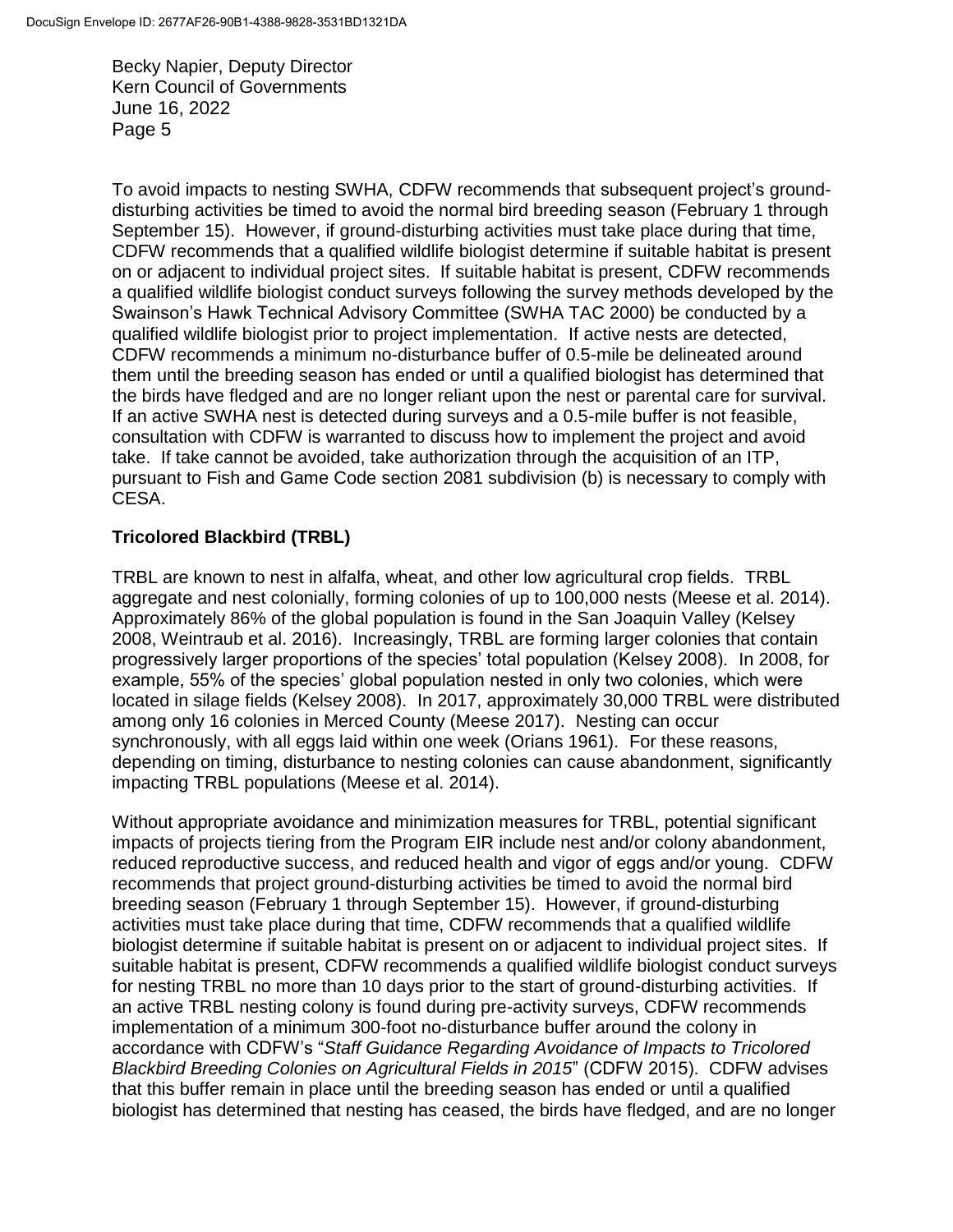To avoid impacts to nesting SWHA, CDFW recommends that subsequent project's ground-disturbing activities be timed to avoid the normal bird breeding season (February 1 through September 15). However, if ground-disturbing activities must take place during that time, CDFW recommends that a qualified wildlife biologist determine if suitable habitat is present on or adjacent to individual project sites. If suitable habitat is present, CDFW recommends a qualified wildlife biologist conduct surveys following the survey methods developed by the Swainson's Hawk Technical Advisory Committee (SWHA TAC 2000) be conducted by a qualified wildlife biologist prior to project implementation. If active nests are detected, CDFW recommends a minimum no-disturbance buffer of 0.5-mile be delineated around them until the breeding season has ended or until a qualified biologist has determined that the birds have fledged and are no longer reliant upon the nest or parental care for survival. If an active SWHA nest is detected during surveys and a 0.5-mile buffer is not feasible, consultation with CDFW is warranted to discuss how to implement the project and avoid take. If take cannot be avoided, take authorization through the acquisition of an ITP, pursuant to Fish and Game Code section 2081 subdivision (b) is necessary to comply with CESA.

**Tricolored Blackbird (TRBL)**

TRBL are known to nest in alfalfa, wheat, and other low agricultural crop fields. TRBL aggregate and nest colonially, forming colonies of up to 100,000 nests (Meese et al. 2014). Approximately 86% of the global population is found in the San Joaquin Valley (Kelsey 2008, Weintraub et al. 2016). Increasingly, TRBL are forming larger colonies that contain progressively larger proportions of the species' total population (Kelsey 2008). In 2008, for example, 55% of the species' global population nested in only two colonies, which were located in silage fields (Kelsey 2008). In 2017, approximately 30,000 TRBL were distributed among only 16 colonies in Merced County (Meese 2017). Nesting can occur synchronously, with all eggs laid within one week (Orians 1961). For these reasons, depending on timing, disturbance to nesting colonies can cause abandonment, significantly impacting TRBL populations (Meese et al. 2014).

Without appropriate avoidance and minimization measures for TRBL, potential significant impacts of projects tiering from the Program EIR include nest and/or colony abandonment, reduced reproductive success, and reduced health and vigor of eggs and/or young. CDFW recommends that project ground-disturbing activities be timed to avoid the normal bird breeding season (February 1 through September 15). However, if ground-disturbing activities must take place during that time, CDFW recommends that a qualified wildlife biologist determine if suitable habitat is present on or adjacent to individual project sites. If suitable habitat is present, CDFW recommends a qualified wildlife biologist conduct surveys for nesting TRBL no more than 10 days prior to the start of ground-disturbing activities. If an active TRBL nesting colony is found during pre-activity surveys, CDFW recommends implementation of a minimum 300-foot no-disturbance buffer around the colony in accordance with CDFW's "*Staff Guidance Regarding Avoidance of Impacts to Tricolored Blackbird Breeding Colonies on Agricultural Fields in 2015*" (CDFW 2015). CDFW advises that this buffer remain in place until the breeding season has ended or until a qualified biologist has determined that nesting has ceased, the birds have fledged, and are no longer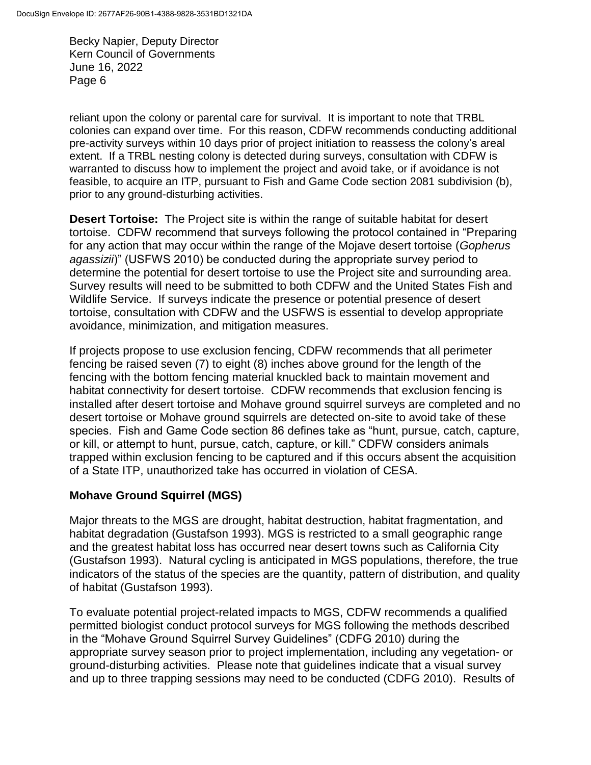reliant upon the colony or parental care for survival. It is important to note that TRBL colonies can expand over time. For this reason, CDFW recommends conducting additional pre-activity surveys within 10 days prior of project initiation to reassess the colony's areal extent. If a TRBL nesting colony is detected during surveys, consultation with CDFW is warranted to discuss how to implement the project and avoid take, or if avoidance is not feasible, to acquire an ITP, pursuant to Fish and Game Code section 2081 subdivision (b), prior to any ground-disturbing activities.

**Desert Tortoise:** The Project site is within the range of suitable habitat for desert tortoise. CDFW recommend that surveys following the protocol contained in "Preparing for any action that may occur within the range of the Mojave desert tortoise (*Gopherus agassizii*)" (USFWS 2010) be conducted during the appropriate survey period to determine the potential for desert tortoise to use the Project site and surrounding area. Survey results will need to be submitted to both CDFW and the United States Fish and Wildlife Service. If surveys indicate the presence or potential presence of desert tortoise, consultation with CDFW and the USFWS is essential to develop appropriate avoidance, minimization, and mitigation measures.

If projects propose to use exclusion fencing, CDFW recommends that all perimeter fencing be raised seven (7) to eight (8) inches above ground for the length of the fencing with the bottom fencing material knuckled back to maintain movement and habitat connectivity for desert tortoise. CDFW recommends that exclusion fencing is installed after desert tortoise and Mohave ground squirrel surveys are completed and no desert tortoise or Mohave ground squirrels are detected on-site to avoid take of these species. Fish and Game Code section 86 defines take as "hunt, pursue, catch, capture, or kill, or attempt to hunt, pursue, catch, capture, or kill." CDFW considers animals trapped within exclusion fencing to be captured and if this occurs absent the acquisition of a State ITP, unauthorized take has occurred in violation of CESA.

**Mohave Ground Squirrel (MGS)**

Major threats to the MGS are drought, habitat destruction, habitat fragmentation, and habitat degradation (Gustafson 1993). MGS is restricted to a small geographic range and the greatest habitat loss has occurred near desert towns such as California City (Gustafson 1993). Natural cycling is anticipated in MGS populations, therefore, the true indicators of the status of the species are the quantity, pattern of distribution, and quality of habitat (Gustafson 1993).

To evaluate potential project-related impacts to MGS, CDFW recommends a qualified permitted biologist conduct protocol surveys for MGS following the methods described in the "Mohave Ground Squirrel Survey Guidelines" (CDFG 2010) during the appropriate survey season prior to project implementation, including any vegetation- or ground-disturbing activities. Please note that guidelines indicate that a visual survey and up to three trapping sessions may need to be conducted (CDFG 2010). Results of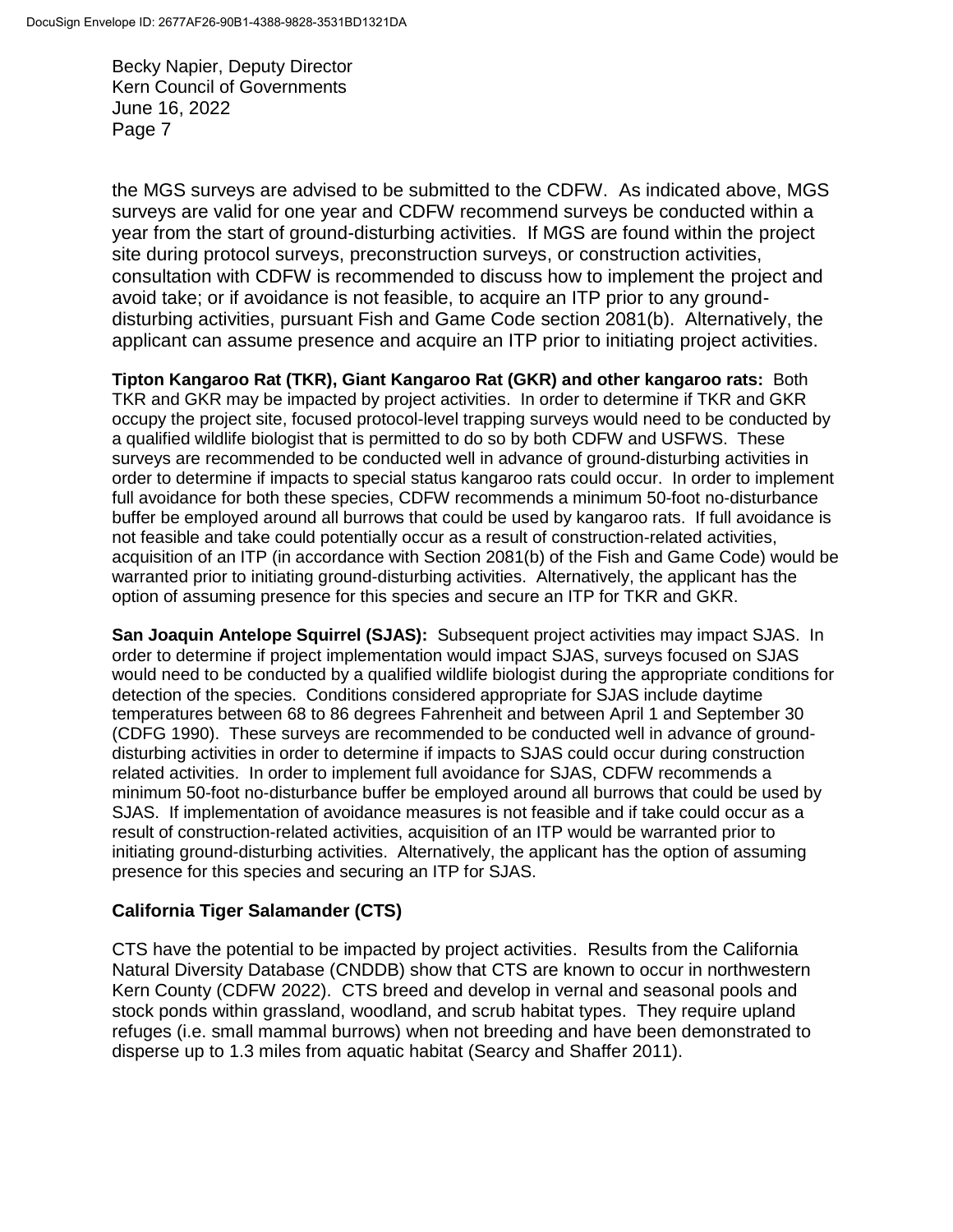the MGS surveys are advised to be submitted to the CDFW. As indicated above, MGS surveys are valid for one year and CDFW recommend surveys be conducted within a year from the start of ground-disturbing activities. If MGS are found within the project site during protocol surveys, preconstruction surveys, or construction activities, consultation with CDFW is recommended to discuss how to implement the project and avoid take; or if avoidance is not feasible, to acquire an ITP prior to any ground-disturbing activities, pursuant Fish and Game Code section 2081(b). Alternatively, the applicant can assume presence and acquire an ITP prior to initiating project activities.

**Tipton Kangaroo Rat (TKR), Giant Kangaroo Rat (GKR) and other kangaroo rats:** Both TKR and GKR may be impacted by project activities. In order to determine if TKR and GKR occupy the project site, focused protocol-level trapping surveys would need to be conducted by a qualified wildlife biologist that is permitted to do so by both CDFW and USFWS. These surveys are recommended to be conducted well in advance of ground-disturbing activities in order to determine if impacts to special status kangaroo rats could occur. In order to implement full avoidance for both these species, CDFW recommends a minimum 50-foot no-disturbance buffer be employed around all burrows that could be used by kangaroo rats. If full avoidance is not feasible and take could potentially occur as a result of construction-related activities, acquisition of an ITP (in accordance with Section 2081(b) of the Fish and Game Code) would be warranted prior to initiating ground-disturbing activities. Alternatively, the applicant has the option of assuming presence for this species and secure an ITP for TKR and GKR.

**San Joaquin Antelope Squirrel (SJAS):** Subsequent project activities may impact SJAS. In order to determine if project implementation would impact SJAS, surveys focused on SJAS would need to be conducted by a qualified wildlife biologist during the appropriate conditions for detection of the species. Conditions considered appropriate for SJAS include daytime temperatures between 68 to 86 degrees Fahrenheit and between April 1 and September 30 (CDFG 1990). These surveys are recommended to be conducted well in advance of ground-disturbing activities in order to determine if impacts to SJAS could occur during construction related activities. In order to implement full avoidance for SJAS, CDFW recommends a minimum 50-foot no-disturbance buffer be employed around all burrows that could be used by SJAS. If implementation of avoidance measures is not feasible and if take could occur as a result of construction-related activities, acquisition of an ITP would be warranted prior to initiating ground-disturbing activities. Alternatively, the applicant has the option of assuming presence for this species and securing an ITP for SJAS.

**California Tiger Salamander (CTS)**

CTS have the potential to be impacted by project activities. Results from the California Natural Diversity Database (CNDDB) show that CTS are known to occur in northwestern Kern County (CDFW 2022). CTS breed and develop in vernal and seasonal pools and stock ponds within grassland, woodland, and scrub habitat types. They require upland refuges (i.e. small mammal burrows) when not breeding and have been demonstrated to disperse up to 1.3 miles from aquatic habitat (Searcy and Shaffer 2011).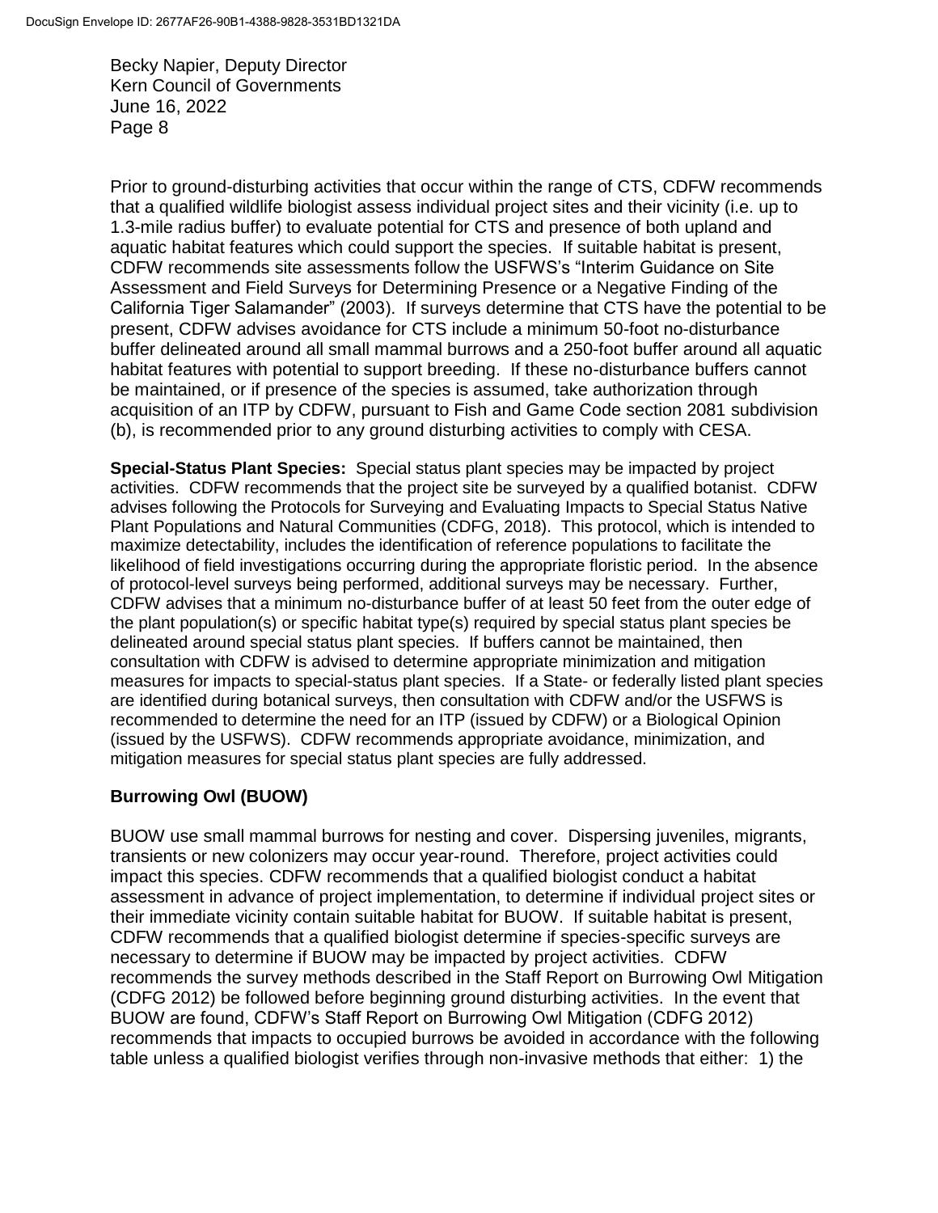Prior to ground-disturbing activities that occur within the range of CTS, CDFW recommends that a qualified wildlife biologist assess individual project sites and their vicinity (i.e. up to 1.3-mile radius buffer) to evaluate potential for CTS and presence of both upland and aquatic habitat features which could support the species. If suitable habitat is present, CDFW recommends site assessments follow the USFWS's "Interim Guidance on Site Assessment and Field Surveys for Determining Presence or a Negative Finding of the California Tiger Salamander" (2003). If surveys determine that CTS have the potential to be present, CDFW advises avoidance for CTS include a minimum 50-foot no-disturbance buffer delineated around all small mammal burrows and a 250-foot buffer around all aquatic habitat features with potential to support breeding. If these no-disturbance buffers cannot be maintained, or if presence of the species is assumed, take authorization through acquisition of an ITP by CDFW, pursuant to Fish and Game Code section 2081 subdivision (b), is recommended prior to any ground disturbing activities to comply with CESA.

**Special-Status Plant Species:** Special status plant species may be impacted by project activities. CDFW recommends that the project site be surveyed by a qualified botanist. CDFW advises following the Protocols for Surveying and Evaluating Impacts to Special Status Native Plant Populations and Natural Communities (CDFG, 2018). This protocol, which is intended to maximize detectability, includes the identification of reference populations to facilitate the likelihood of field investigations occurring during the appropriate floristic period. In the absence of protocol-level surveys being performed, additional surveys may be necessary. Further, CDFW advises that a minimum no-disturbance buffer of at least 50 feet from the outer edge of the plant population(s) or specific habitat type(s) required by special status plant species be delineated around special status plant species. If buffers cannot be maintained, then consultation with CDFW is advised to determine appropriate minimization and mitigation measures for impacts to special-status plant species. If a State- or federally listed plant species are identified during botanical surveys, then consultation with CDFW and/or the USFWS is recommended to determine the need for an ITP (issued by CDFW) or a Biological Opinion (issued by the USFWS). CDFW recommends appropriate avoidance, minimization, and mitigation measures for special status plant species are fully addressed.

## Burrowing Owl (BUOW)

BUOW use small mammal burrows for nesting and cover. Dispersing juveniles, migrants, transients or new colonizers may occur year-round. Therefore, project activities could impact this species. CDFW recommends that a qualified biologist conduct a habitat assessment in advance of project implementation, to determine if individual project sites or their immediate vicinity contain suitable habitat for BUOW. If suitable habitat is present, CDFW recommends that a qualified biologist determine if species-specific surveys are necessary to determine if BUOW may be impacted by project activities. CDFW recommends the survey methods described in the Staff Report on Burrowing Owl Mitigation (CDFG 2012) be followed before beginning ground disturbing activities. In the event that BUOW are found, CDFW's Staff Report on Burrowing Owl Mitigation (CDFG 2012) recommends that impacts to occupied burrows be avoided in accordance with the following table unless a qualified biologist verifies through non-invasive methods that either: 1) the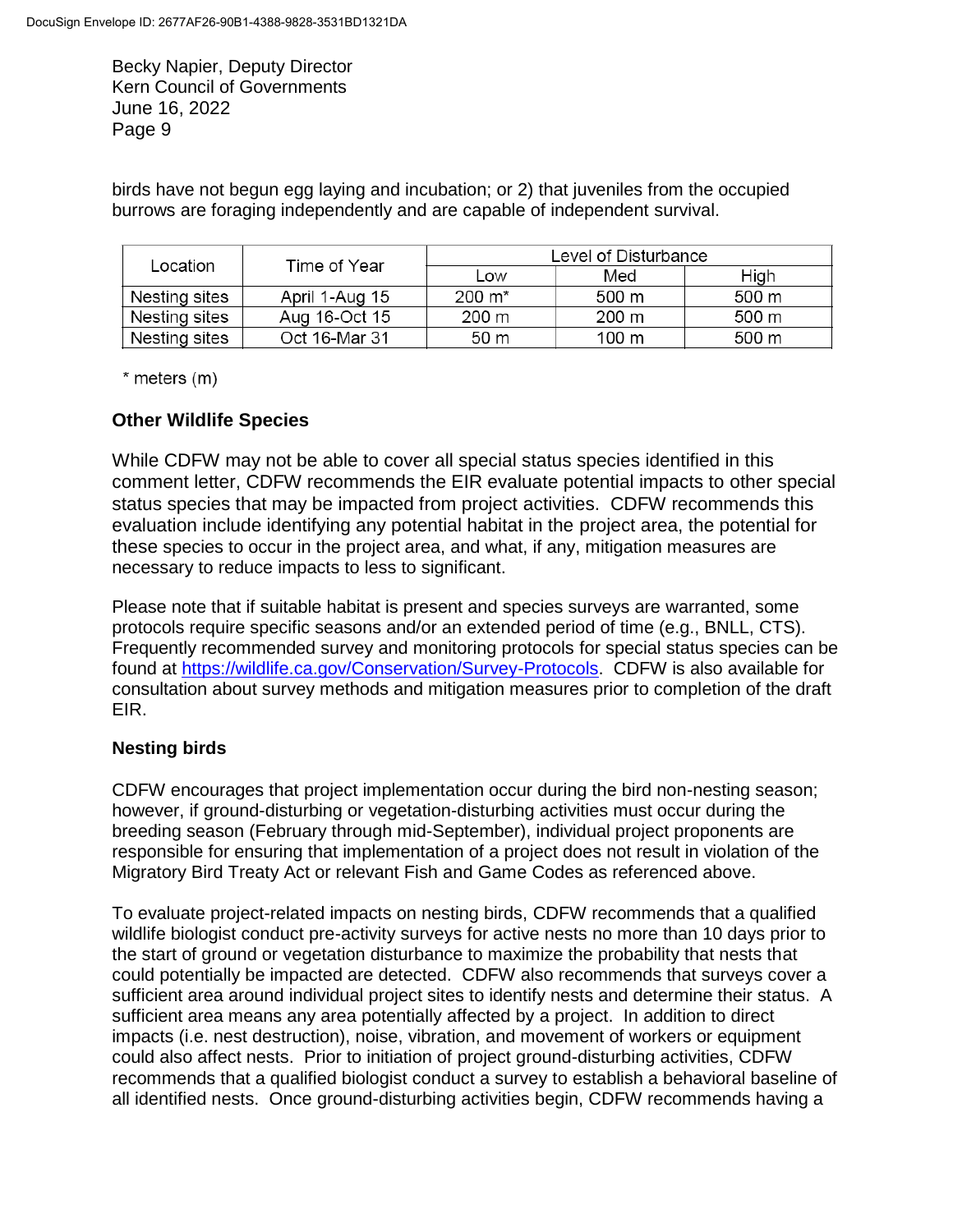birds have not begun egg laying and incubation; or 2) that juveniles from the occupied burrows are foraging independently and are capable of independent survival.

| Location | Time of Year | Level of Disturbance | | |
|---|---|---|---|---|
| | | Low | Med | High |
| Nesting sites | April 1-Aug 15 | 200 m* | 500 m | 500 m |
| Nesting sites | Aug 16-Oct 15 | 200 m | 200 m | 500 m |
| Nesting sites | Oct 16-Mar 31 | 50 m | 100 m | 500 m |

\* meters (m)

**Other Wildlife Species**

While CDFW may not be able to cover all special status species identified in this comment letter, CDFW recommends the EIR evaluate potential impacts to other special status species that may be impacted from project activities. CDFW recommends this evaluation include identifying any potential habitat in the project area, the potential for these species to occur in the project area, and what, if any, mitigation measures are necessary to reduce impacts to less to significant.

Please note that if suitable habitat is present and species surveys are warranted, some protocols require specific seasons and/or an extended period of time (e.g., BNLL, CTS). Frequently recommended survey and monitoring protocols for special status species can be found at https://wildlife.ca.gov/Conservation/Survey-Protocols. CDFW is also available for consultation about survey methods and mitigation measures prior to completion of the draft EIR.

**Nesting birds**

CDFW encourages that project implementation occur during the bird non-nesting season; however, if ground-disturbing or vegetation-disturbing activities must occur during the breeding season (February through mid-September), individual project proponents are responsible for ensuring that implementation of a project does not result in violation of the Migratory Bird Treaty Act or relevant Fish and Game Codes as referenced above.

To evaluate project-related impacts on nesting birds, CDFW recommends that a qualified wildlife biologist conduct pre-activity surveys for active nests no more than 10 days prior to the start of ground or vegetation disturbance to maximize the probability that nests that could potentially be impacted are detected. CDFW also recommends that surveys cover a sufficient area around individual project sites to identify nests and determine their status. A sufficient area means any area potentially affected by a project. In addition to direct impacts (i.e. nest destruction), noise, vibration, and movement of workers or equipment could also affect nests. Prior to initiation of project ground-disturbing activities, CDFW recommends that a qualified biologist conduct a survey to establish a behavioral baseline of all identified nests. Once ground-disturbing activities begin, CDFW recommends having a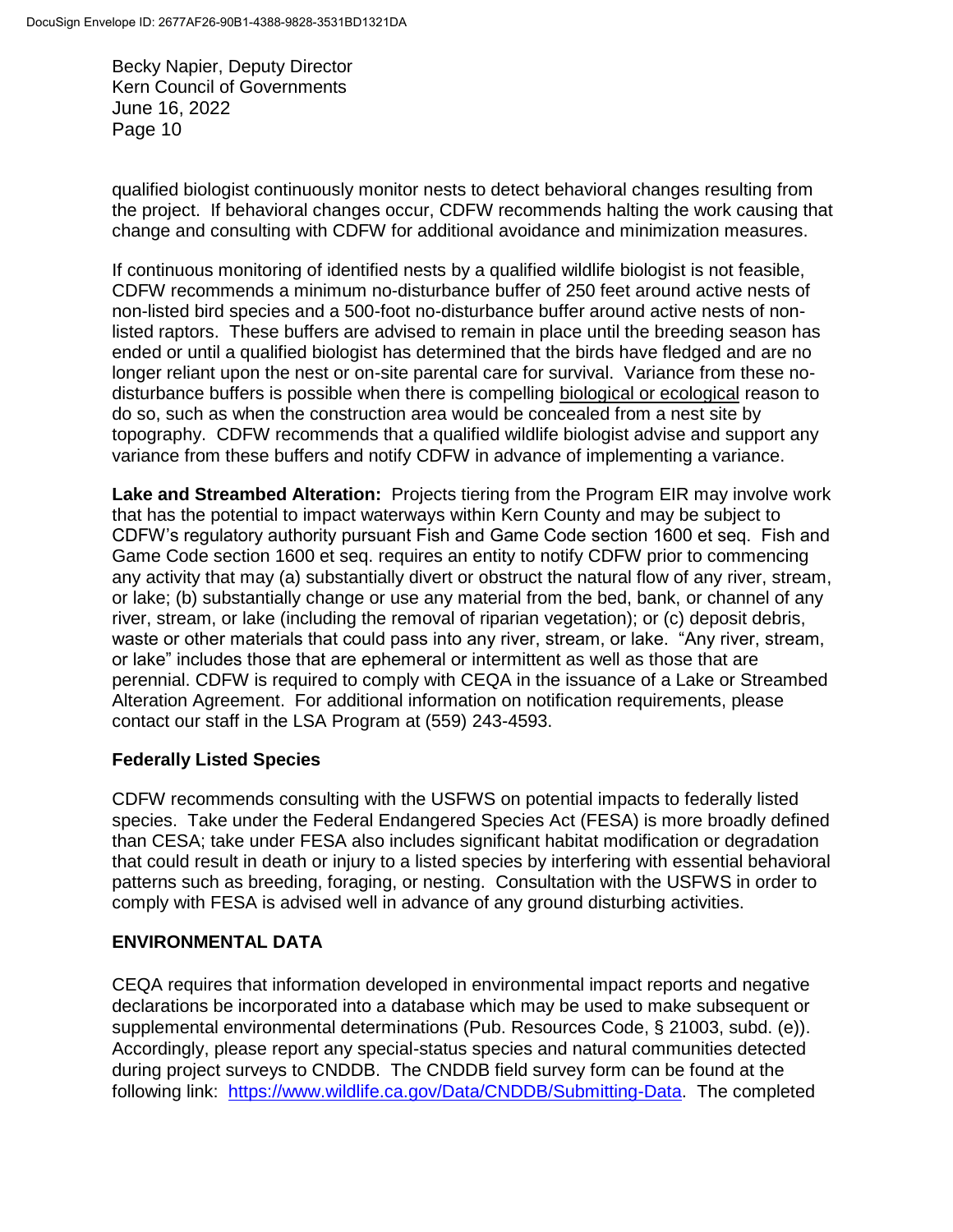qualified biologist continuously monitor nests to detect behavioral changes resulting from the project. If behavioral changes occur, CDFW recommends halting the work causing that change and consulting with CDFW for additional avoidance and minimization measures.

If continuous monitoring of identified nests by a qualified wildlife biologist is not feasible, CDFW recommends a minimum no-disturbance buffer of 250 feet around active nests of non-listed bird species and a 500-foot no-disturbance buffer around active nests of non-listed raptors. These buffers are advised to remain in place until the breeding season has ended or until a qualified biologist has determined that the birds have fledged and are no longer reliant upon the nest or on-site parental care for survival. Variance from these no-disturbance buffers is possible when there is compelling biological or ecological reason to do so, such as when the construction area would be concealed from a nest site by topography. CDFW recommends that a qualified wildlife biologist advise and support any variance from these buffers and notify CDFW in advance of implementing a variance.

**Lake and Streambed Alteration:** Projects tiering from the Program EIR may involve work that has the potential to impact waterways within Kern County and may be subject to CDFW's regulatory authority pursuant Fish and Game Code section 1600 et seq. Fish and Game Code section 1600 et seq. requires an entity to notify CDFW prior to commencing any activity that may (a) substantially divert or obstruct the natural flow of any river, stream, or lake; (b) substantially change or use any material from the bed, bank, or channel of any river, stream, or lake (including the removal of riparian vegetation); or (c) deposit debris, waste or other materials that could pass into any river, stream, or lake. "Any river, stream, or lake" includes those that are ephemeral or intermittent as well as those that are perennial. CDFW is required to comply with CEQA in the issuance of a Lake or Streambed Alteration Agreement. For additional information on notification requirements, please contact our staff in the LSA Program at (559) 243-4593.

### Federally Listed Species

CDFW recommends consulting with the USFWS on potential impacts to federally listed species. Take under the Federal Endangered Species Act (FESA) is more broadly defined than CESA; take under FESA also includes significant habitat modification or degradation that could result in death or injury to a listed species by interfering with essential behavioral patterns such as breeding, foraging, or nesting. Consultation with the USFWS in order to comply with FESA is advised well in advance of any ground disturbing activities.

## ENVIRONMENTAL DATA

CEQA requires that information developed in environmental impact reports and negative declarations be incorporated into a database which may be used to make subsequent or supplemental environmental determinations (Pub. Resources Code, § 21003, subd. (e)). Accordingly, please report any special-status species and natural communities detected during project surveys to CNDDB. The CNDDB field survey form can be found at the following link: https://www.wildlife.ca.gov/Data/CNDDB/Submitting-Data. The completed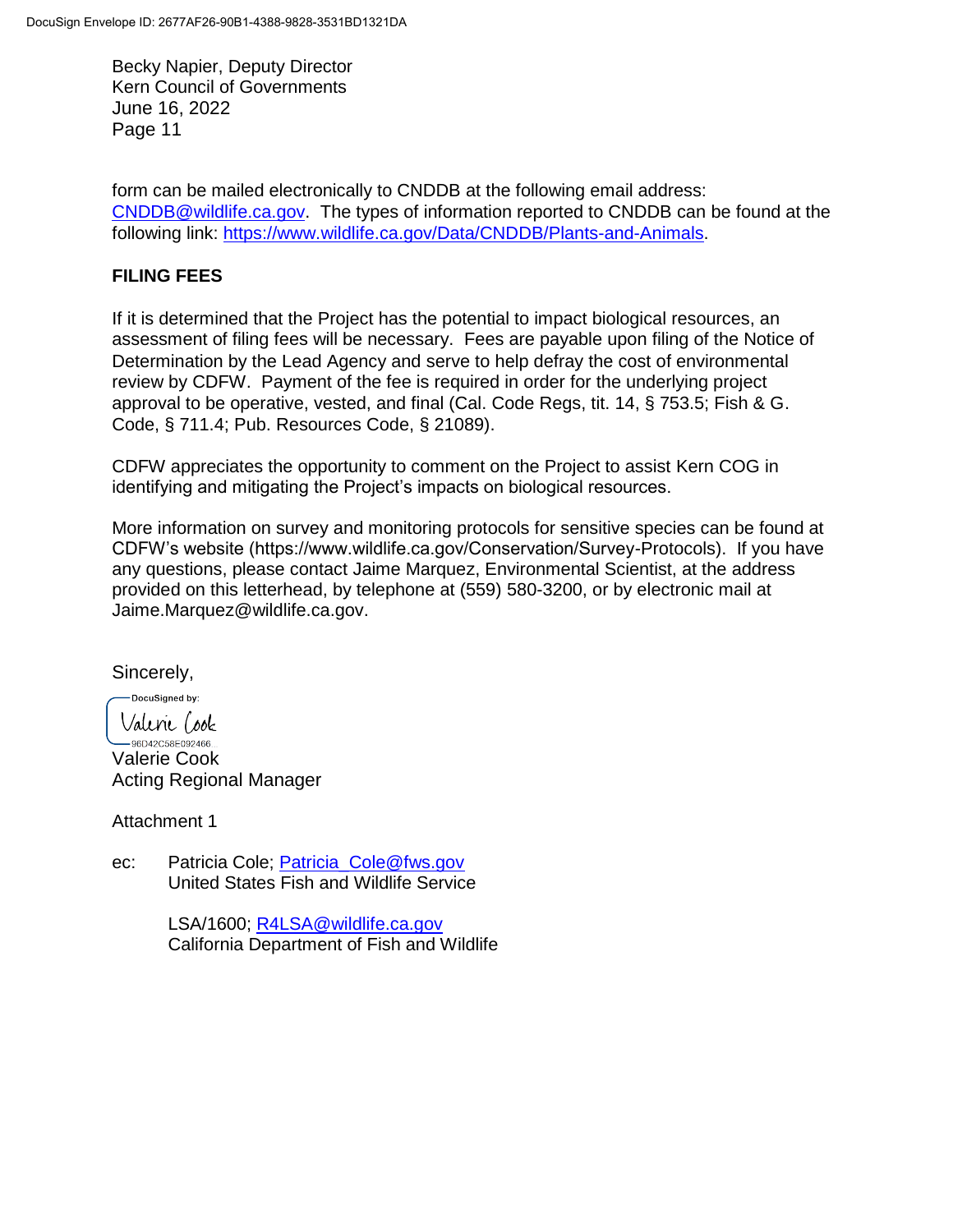form can be mailed electronically to CNDDB at the following email address: CNDDB@wildlife.ca.gov. The types of information reported to CNDDB can be found at the following link: https://www.wildlife.ca.gov/Data/CNDDB/Plants-and-Animals.

**FILING FEES**

If it is determined that the Project has the potential to impact biological resources, an assessment of filing fees will be necessary. Fees are payable upon filing of the Notice of Determination by the Lead Agency and serve to help defray the cost of environmental review by CDFW. Payment of the fee is required in order for the underlying project approval to be operative, vested, and final (Cal. Code Regs, tit. 14, § 753.5; Fish & G. Code, § 711.4; Pub. Resources Code, § 21089).

CDFW appreciates the opportunity to comment on the Project to assist Kern COG in identifying and mitigating the Project's impacts on biological resources.

More information on survey and monitoring protocols for sensitive species can be found at CDFW's website (https://www.wildlife.ca.gov/Conservation/Survey-Protocols). If you have any questions, please contact Jaime Marquez, Environmental Scientist, at the address provided on this letterhead, by telephone at (559) 580-3200, or by electronic mail at Jaime.Marquez@wildlife.ca.gov.

Sincerely,

DocuSigned by:
Valerie Cook
96D42C58E092466

Valerie Cook
Acting Regional Manager

Attachment 1

ec: Patricia Cole; Patricia_Cole@fws.gov
United States Fish and Wildlife Service

LSA/1600; R4LSA@wildlife.ca.gov
California Department of Fish and Wildlife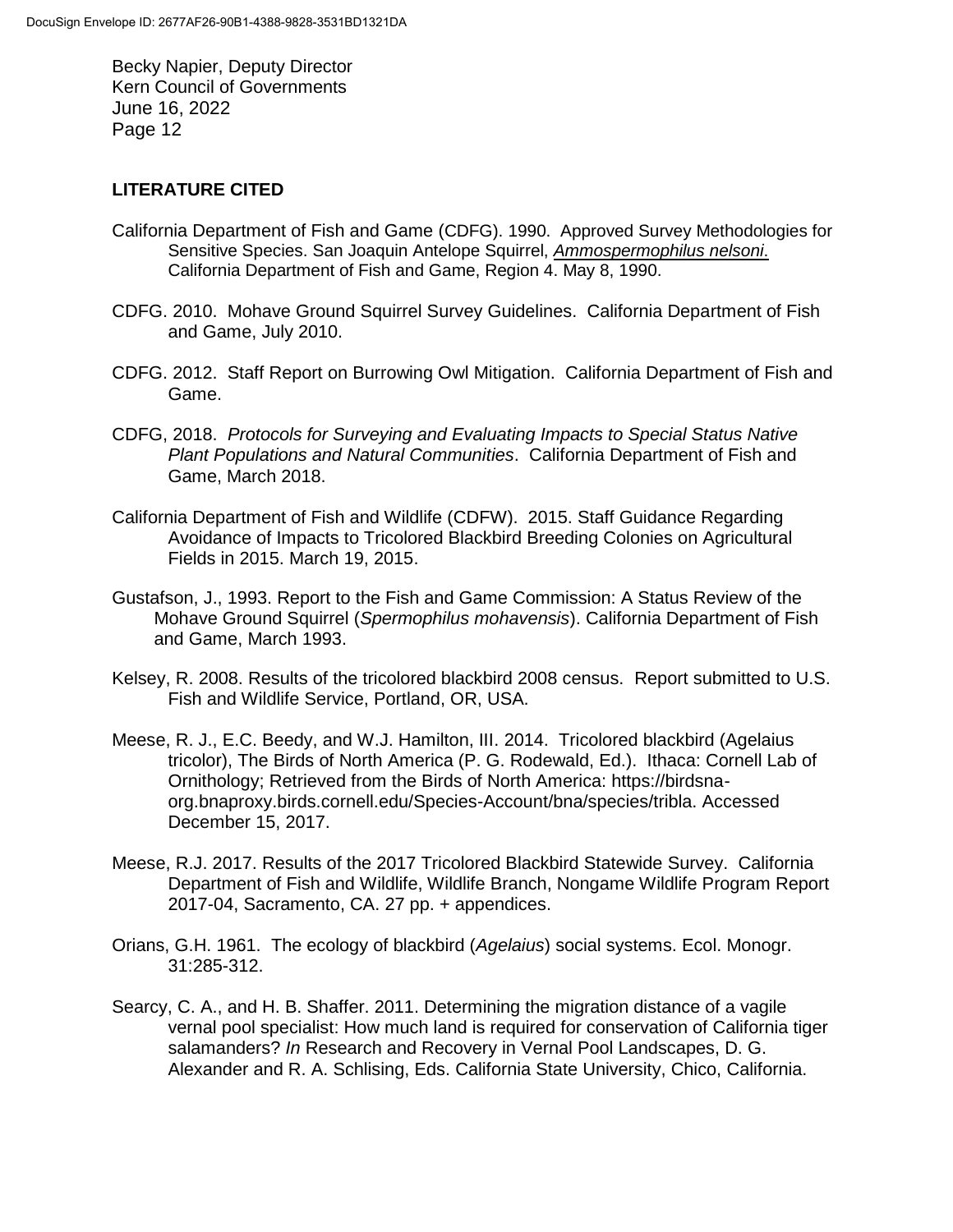## LITERATURE CITED

California Department of Fish and Game (CDFG). 1990. Approved Survey Methodologies for Sensitive Species. San Joaquin Antelope Squirrel, *Ammospermophilus nelsoni*. California Department of Fish and Game, Region 4. May 8, 1990.

CDFG. 2010. Mohave Ground Squirrel Survey Guidelines. California Department of Fish and Game, July 2010.

CDFG. 2012. Staff Report on Burrowing Owl Mitigation. California Department of Fish and Game.

CDFG, 2018. *Protocols for Surveying and Evaluating Impacts to Special Status Native Plant Populations and Natural Communities*. California Department of Fish and Game, March 2018.

California Department of Fish and Wildlife (CDFW). 2015. Staff Guidance Regarding Avoidance of Impacts to Tricolored Blackbird Breeding Colonies on Agricultural Fields in 2015. March 19, 2015.

Gustafson, J., 1993. Report to the Fish and Game Commission: A Status Review of the Mohave Ground Squirrel (*Spermophilus mohavensis*). California Department of Fish and Game, March 1993.

Kelsey, R. 2008. Results of the tricolored blackbird 2008 census. Report submitted to U.S. Fish and Wildlife Service, Portland, OR, USA.

Meese, R. J., E.C. Beedy, and W.J. Hamilton, III. 2014. Tricolored blackbird (Agelaius tricolor), The Birds of North America (P. G. Rodewald, Ed.). Ithaca: Cornell Lab of Ornithology; Retrieved from the Birds of North America: https://birdsna-org.bnaproxy.birds.cornell.edu/Species-Account/bna/species/tribla. Accessed December 15, 2017.

Meese, R.J. 2017. Results of the 2017 Tricolored Blackbird Statewide Survey. California Department of Fish and Wildlife, Wildlife Branch, Nongame Wildlife Program Report 2017-04, Sacramento, CA. 27 pp. + appendices.

Orians, G.H. 1961. The ecology of blackbird (*Agelaius*) social systems. Ecol. Monogr. 31:285-312.

Searcy, C. A., and H. B. Shaffer. 2011. Determining the migration distance of a vagile vernal pool specialist: How much land is required for conservation of California tiger salamanders? *In* Research and Recovery in Vernal Pool Landscapes, D. G. Alexander and R. A. Schlising, Eds. California State University, Chico, California.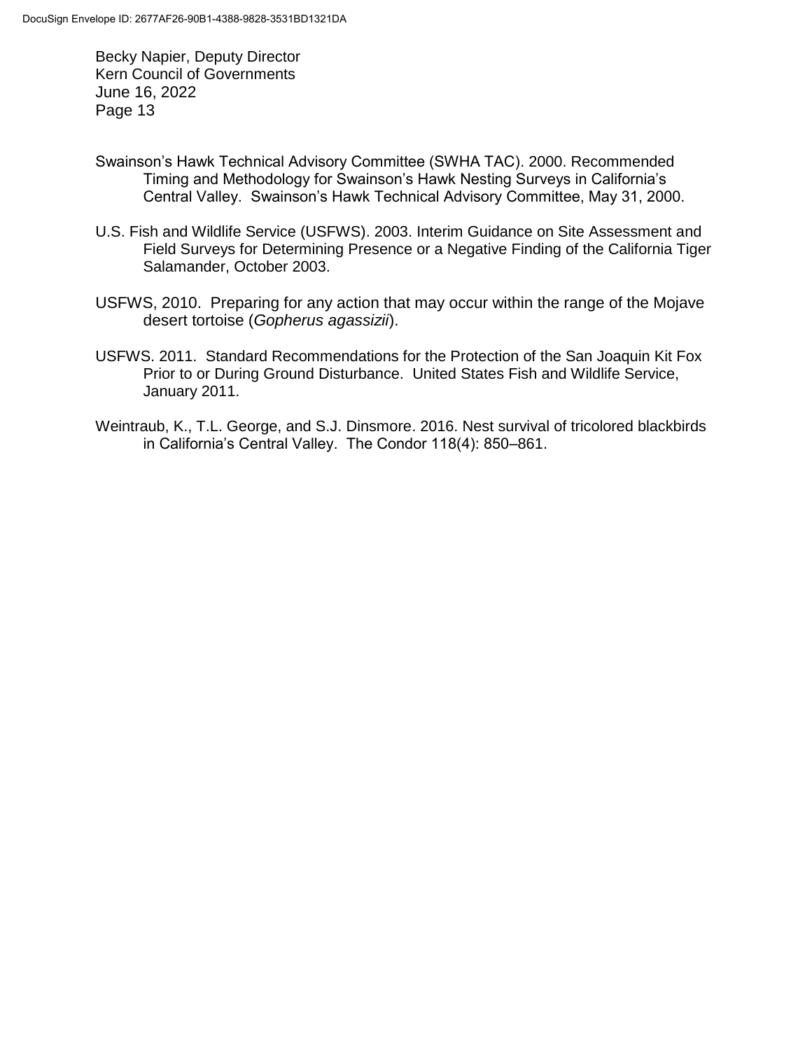Swainson's Hawk Technical Advisory Committee (SWHA TAC). 2000. Recommended Timing and Methodology for Swainson's Hawk Nesting Surveys in California's Central Valley. Swainson's Hawk Technical Advisory Committee, May 31, 2000.

U.S. Fish and Wildlife Service (USFWS). 2003. Interim Guidance on Site Assessment and Field Surveys for Determining Presence or a Negative Finding of the California Tiger Salamander, October 2003.

USFWS, 2010. Preparing for any action that may occur within the range of the Mojave desert tortoise (*Gopherus agassizii*).

USFWS. 2011. Standard Recommendations for the Protection of the San Joaquin Kit Fox Prior to or During Ground Disturbance. United States Fish and Wildlife Service, January 2011.

Weintraub, K., T.L. George, and S.J. Dinsmore. 2016. Nest survival of tricolored blackbirds in California's Central Valley. The Condor 118(4): 850–861.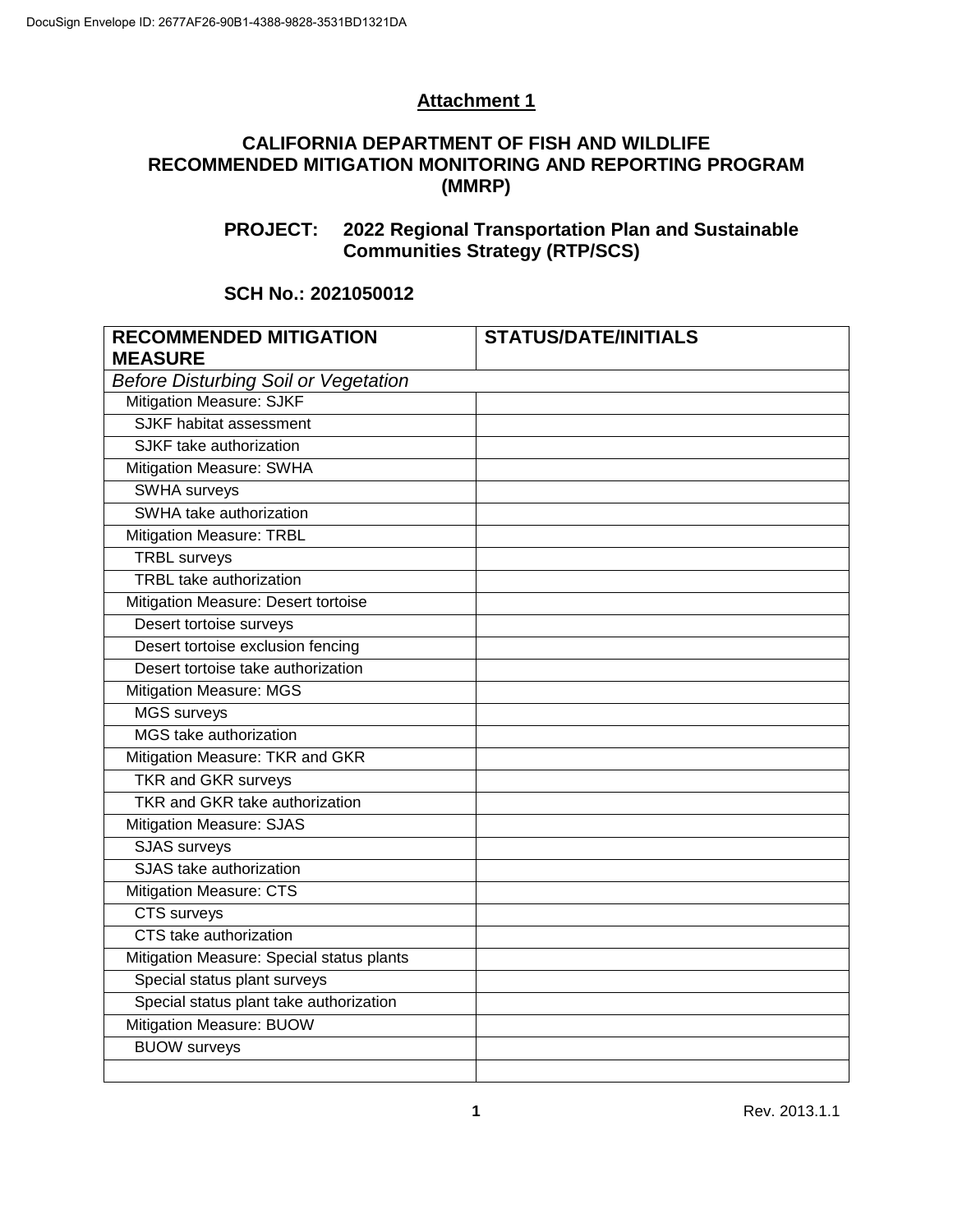DocuSign Envelope ID: 2677AF26-90B1-4388-9828-3531BD1321DA

## Attachment 1

### CALIFORNIA DEPARTMENT OF FISH AND WILDLIFE RECOMMENDED MITIGATION MONITORING AND REPORTING PROGRAM (MMRP)

**PROJECT: 2022 Regional Transportation Plan and Sustainable Communities Strategy (RTP/SCS)**

**SCH No.: 2021050012**

| RECOMMENDED MITIGATION MEASURE | STATUS/DATE/INITIALS |
|---|---|
| *Before Disturbing Soil or Vegetation* | |
| Mitigation Measure: SJKF | |
| SJKF habitat assessment | |
| SJKF take authorization | |
| Mitigation Measure: SWHA | |
| SWHA surveys | |
| SWHA take authorization | |
| Mitigation Measure: TRBL | |
| TRBL surveys | |
| TRBL take authorization | |
| Mitigation Measure: Desert tortoise | |
| Desert tortoise surveys | |
| Desert tortoise exclusion fencing | |
| Desert tortoise take authorization | |
| Mitigation Measure: MGS | |
| MGS surveys | |
| MGS take authorization | |
| Mitigation Measure: TKR and GKR | |
| TKR and GKR surveys | |
| TKR and GKR take authorization | |
| Mitigation Measure: SJAS | |
| SJAS surveys | |
| SJAS take authorization | |
| Mitigation Measure: CTS | |
| CTS surveys | |
| CTS take authorization | |
| Mitigation Measure: Special status plants | |
| Special status plant surveys | |
| Special status plant take authorization | |
| Mitigation Measure: BUOW | |
| BUOW surveys | |
| | |

Rev. 2013.1.1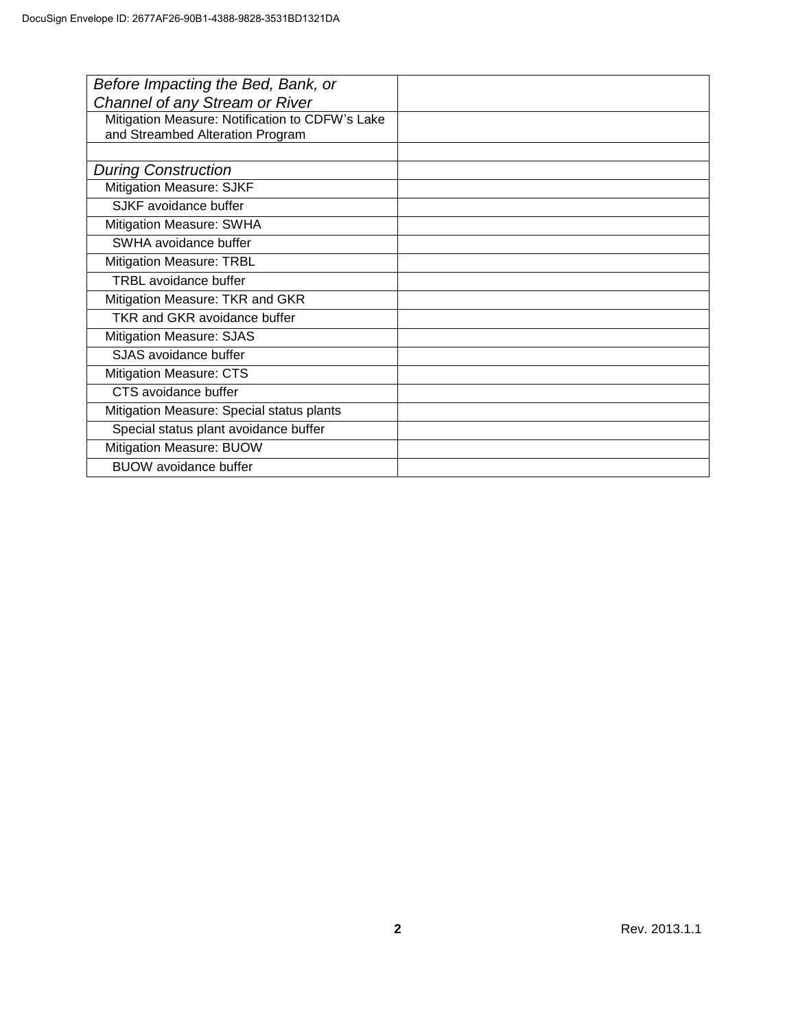| | |
|---|---|
| *Before Impacting the Bed, Bank, or Channel of any Stream or River* | |
| Mitigation Measure: Notification to CDFW's Lake and Streambed Alteration Program | |
| | |
| *During Construction* | |
| Mitigation Measure: SJKF | |
| SJKF avoidance buffer | |
| Mitigation Measure: SWHA | |
| SWHA avoidance buffer | |
| Mitigation Measure: TRBL | |
| TRBL avoidance buffer | |
| Mitigation Measure: TKR and GKR | |
| TKR and GKR avoidance buffer | |
| Mitigation Measure: SJAS | |
| SJAS avoidance buffer | |
| Mitigation Measure: CTS | |
| CTS avoidance buffer | |
| Mitigation Measure: Special status plants | |
| Special status plant avoidance buffer | |
| Mitigation Measure: BUOW | |
| BUOW avoidance buffer | |